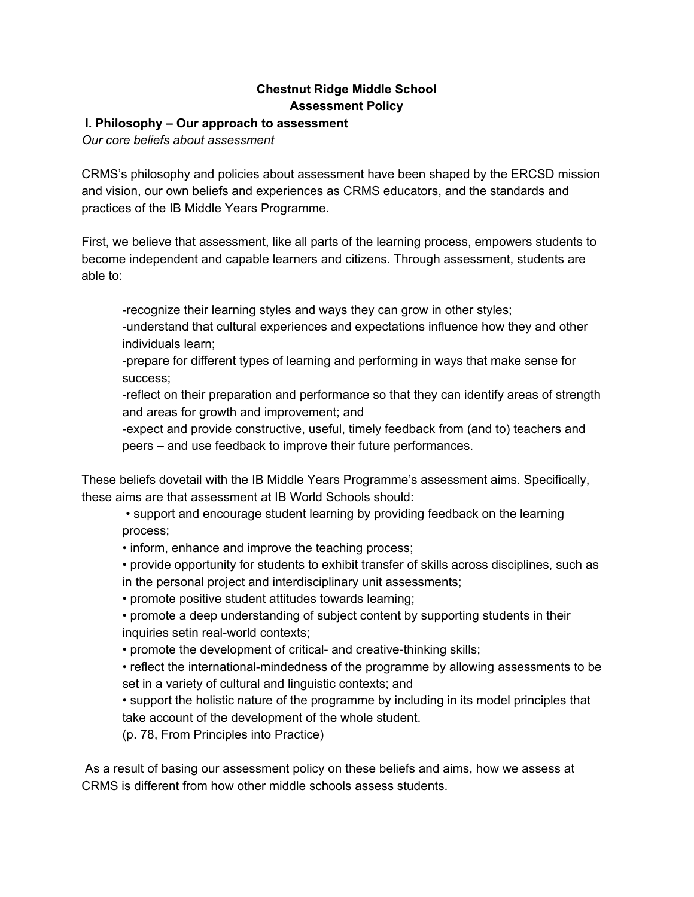# Chestnut Ridge Middle School
# Assessment Policy

### I. Philosophy – Our approach to assessment

*Our core beliefs about assessment*

CRMS's philosophy and policies about assessment have been shaped by the ERCSD mission and vision, our own beliefs and experiences as CRMS educators, and the standards and practices of the IB Middle Years Programme.

First, we believe that assessment, like all parts of the learning process, empowers students to become independent and capable learners and citizens. Through assessment, students are able to:

> -recognize their learning styles and ways they can grow in other styles;
> -understand that cultural experiences and expectations influence how they and other individuals learn;
> -prepare for different types of learning and performing in ways that make sense for success;
> -reflect on their preparation and performance so that they can identify areas of strength and areas for growth and improvement; and
> -expect and provide constructive, useful, timely feedback from (and to) teachers and peers – and use feedback to improve their future performances.

These beliefs dovetail with the IB Middle Years Programme's assessment aims. Specifically, these aims are that assessment at IB World Schools should:

- support and encourage student learning by providing feedback on the learning process;
- inform, enhance and improve the teaching process;
- provide opportunity for students to exhibit transfer of skills across disciplines, such as in the personal project and interdisciplinary unit assessments;
- promote positive student attitudes towards learning;
- promote a deep understanding of subject content by supporting students in their inquiries setin real-world contexts;
- promote the development of critical- and creative-thinking skills;
- reflect the international-mindedness of the programme by allowing assessments to be set in a variety of cultural and linguistic contexts; and
- support the holistic nature of the programme by including in its model principles that take account of the development of the whole student.

(p. 78, From Principles into Practice)

As a result of basing our assessment policy on these beliefs and aims, how we assess at CRMS is different from how other middle schools assess students.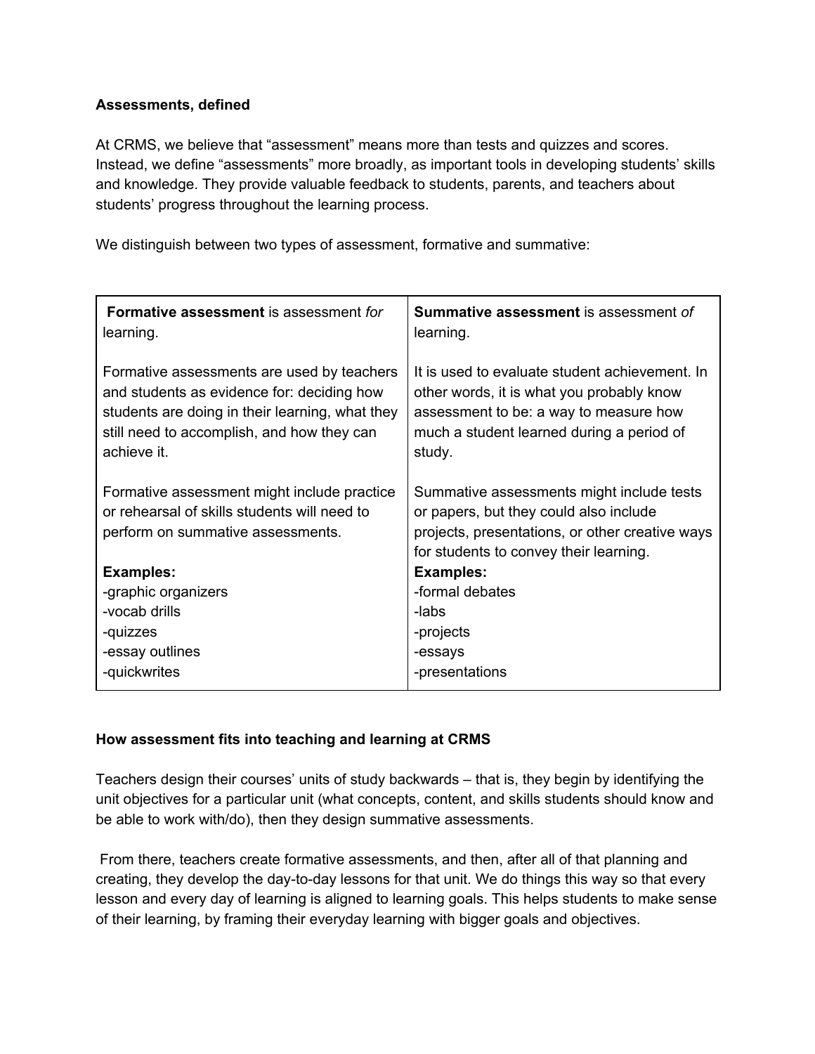**Assessments, defined**

At CRMS, we believe that "assessment" means more than tests and quizzes and scores. Instead, we define "assessments" more broadly, as important tools in developing students' skills and knowledge. They provide valuable feedback to students, parents, and teachers about students' progress throughout the learning process.

We distinguish between two types of assessment, formative and summative:

| **Formative assessment** is assessment *for* learning. | **Summative assessment** is assessment *of* learning. |
|---|---|
| Formative assessments are used by teachers and students as evidence for: deciding how students are doing in their learning, what they still need to accomplish, and how they can achieve it. | It is used to evaluate student achievement. In other words, it is what you probably know assessment to be: a way to measure how much a student learned during a period of study. |
| Formative assessment might include practice or rehearsal of skills students will need to perform on summative assessments. | Summative assessments might include tests or papers, but they could also include projects, presentations, or other creative ways for students to convey their learning. |
| **Examples:**<br>-graphic organizers<br>-vocab drills<br>-quizzes<br>-essay outlines<br>-quickwrites | **Examples:**<br>-formal debates<br>-labs<br>-projects<br>-essays<br>-presentations |

**How assessment fits into teaching and learning at CRMS**

Teachers design their courses' units of study backwards – that is, they begin by identifying the unit objectives for a particular unit (what concepts, content, and skills students should know and be able to work with/do), then they design summative assessments.

From there, teachers create formative assessments, and then, after all of that planning and creating, they develop the day-to-day lessons for that unit. We do things this way so that every lesson and every day of learning is aligned to learning goals. This helps students to make sense of their learning, by framing their everyday learning with bigger goals and objectives.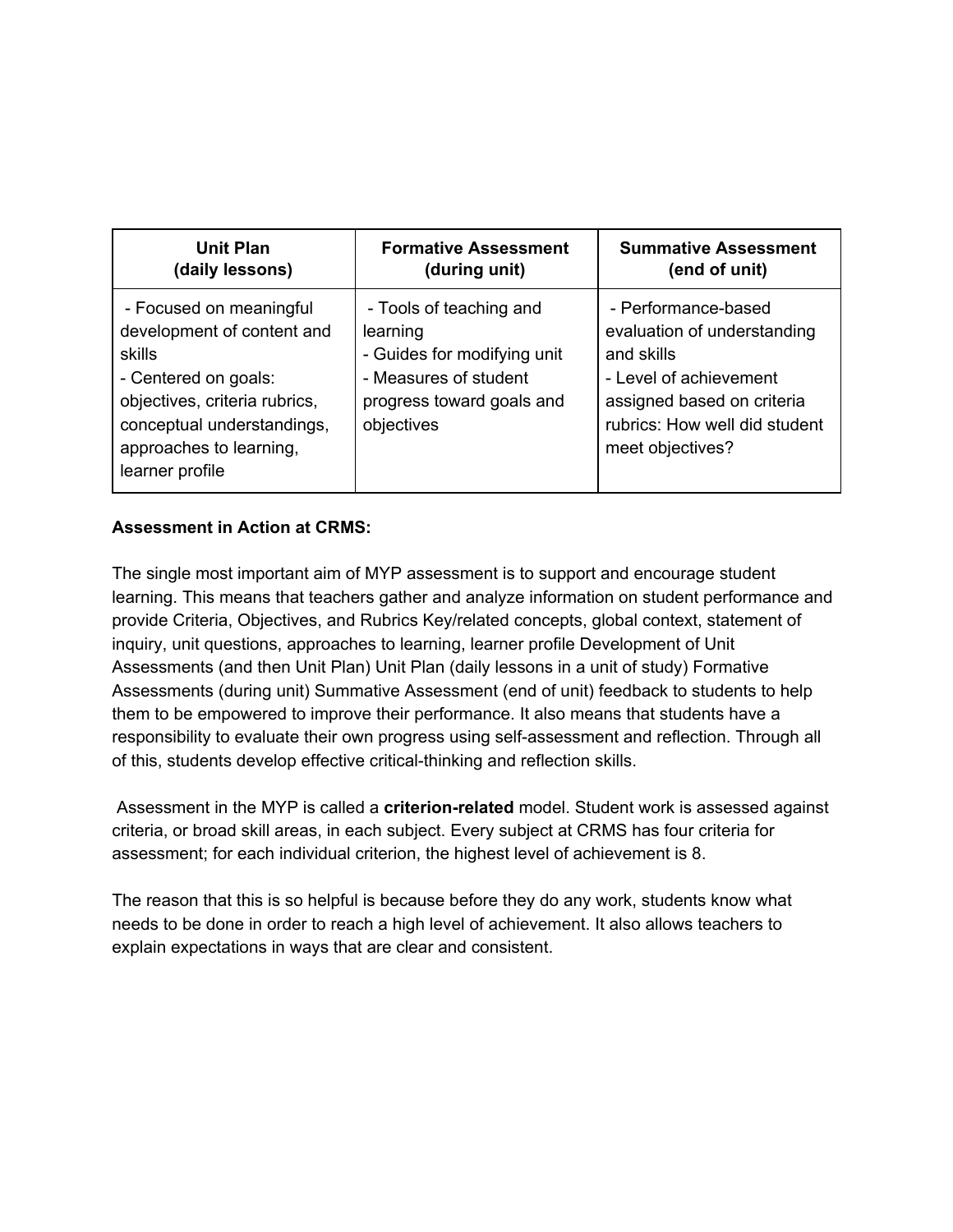| Unit Plan (daily lessons) | Formative Assessment (during unit) | Summative Assessment (end of unit) |
|---|---|---|
| - Focused on meaningful development of content and skills<br>- Centered on goals: objectives, criteria rubrics, conceptual understandings, approaches to learning, learner profile | - Tools of teaching and learning<br>- Guides for modifying unit<br>- Measures of student progress toward goals and objectives | - Performance-based evaluation of understanding and skills<br>- Level of achievement assigned based on criteria rubrics: How well did student meet objectives? |

**Assessment in Action at CRMS:**

The single most important aim of MYP assessment is to support and encourage student learning. This means that teachers gather and analyze information on student performance and provide Criteria, Objectives, and Rubrics Key/related concepts, global context, statement of inquiry, unit questions, approaches to learning, learner profile Development of Unit Assessments (and then Unit Plan) Unit Plan (daily lessons in a unit of study) Formative Assessments (during unit) Summative Assessment (end of unit) feedback to students to help them to be empowered to improve their performance. It also means that students have a responsibility to evaluate their own progress using self-assessment and reflection. Through all of this, students develop effective critical-thinking and reflection skills.

Assessment in the MYP is called a **criterion-related** model. Student work is assessed against criteria, or broad skill areas, in each subject. Every subject at CRMS has four criteria for assessment; for each individual criterion, the highest level of achievement is 8.

The reason that this is so helpful is because before they do any work, students know what needs to be done in order to reach a high level of achievement. It also allows teachers to explain expectations in ways that are clear and consistent.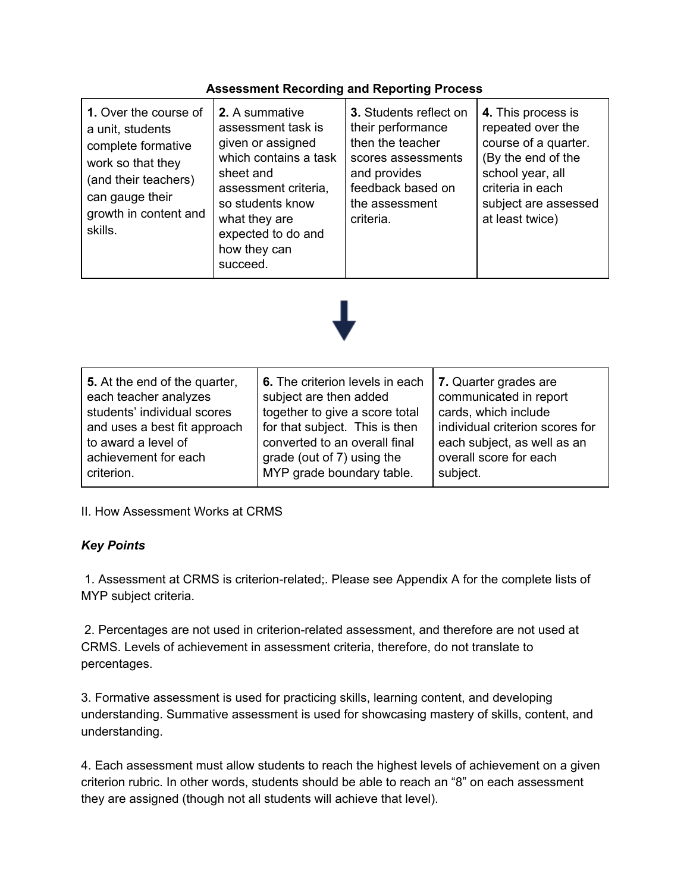**Assessment Recording and Reporting Process**

| **1.** Over the course of a unit, students complete formative work so that they (and their teachers) can gauge their growth in content and skills. | **2.** A summative assessment task is given or assigned which contains a task sheet and assessment criteria, so students know what they are expected to do and how they can succeed. | **3.** Students reflect on their performance then the teacher scores assessments and provides feedback based on the assessment criteria. | **4.** This process is repeated over the course of a quarter. (By the end of the school year, all criteria in each subject are assessed at least twice) |
|---|---|---|---|

↓

| **5.** At the end of the quarter, each teacher analyzes students' individual scores and uses a best fit approach to award a level of achievement for each criterion. | **6.** The criterion levels in each subject are then added together to give a score total for that subject. This is then converted to an overall final grade (out of 7) using the MYP grade boundary table. | **7.** Quarter grades are communicated in report cards, which include individual criterion scores for each subject, as well as an overall score for each subject. |
|---|---|---|

II. How Assessment Works at CRMS

***Key Points***

1. Assessment at CRMS is criterion-related;. Please see Appendix A for the complete lists of MYP subject criteria.

2. Percentages are not used in criterion-related assessment, and therefore are not used at CRMS. Levels of achievement in assessment criteria, therefore, do not translate to percentages.

3. Formative assessment is used for practicing skills, learning content, and developing understanding. Summative assessment is used for showcasing mastery of skills, content, and understanding.

4. Each assessment must allow students to reach the highest levels of achievement on a given criterion rubric. In other words, students should be able to reach an "8" on each assessment they are assigned (though not all students will achieve that level).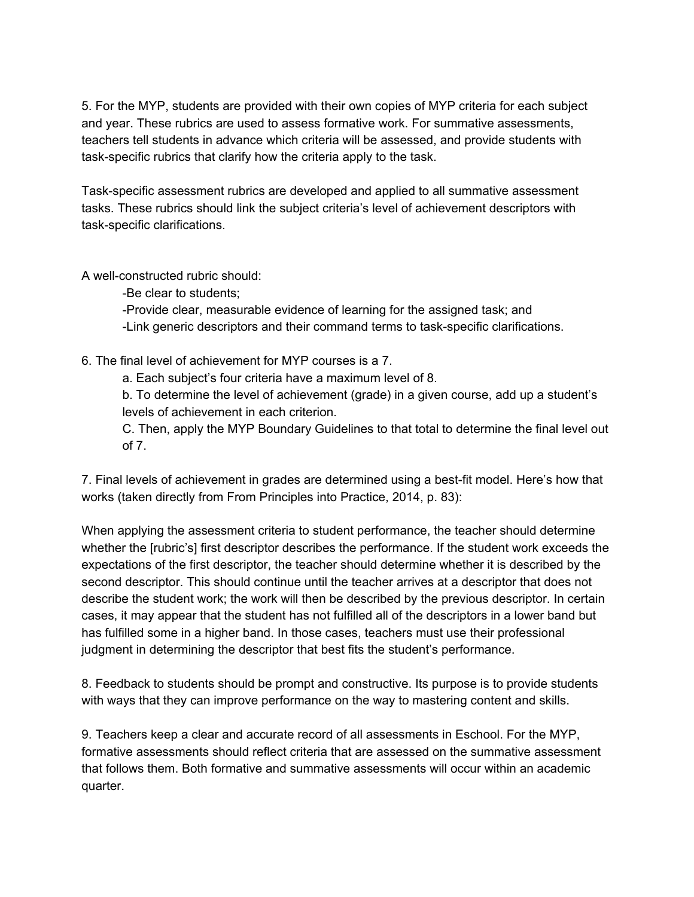5. For the MYP, students are provided with their own copies of MYP criteria for each subject and year. These rubrics are used to assess formative work. For summative assessments, teachers tell students in advance which criteria will be assessed, and provide students with task-specific rubrics that clarify how the criteria apply to the task.

Task-specific assessment rubrics are developed and applied to all summative assessment tasks. These rubrics should link the subject criteria's level of achievement descriptors with task-specific clarifications.

A well-constructed rubric should:

- Be clear to students;
- Provide clear, measurable evidence of learning for the assigned task; and
- Link generic descriptors and their command terms to task-specific clarifications.

6. The final level of achievement for MYP courses is a 7.

   a. Each subject's four criteria have a maximum level of 8.

   b. To determine the level of achievement (grade) in a given course, add up a student's levels of achievement in each criterion.

   C. Then, apply the MYP Boundary Guidelines to that total to determine the final level out of 7.

7. Final levels of achievement in grades are determined using a best-fit model. Here's how that works (taken directly from From Principles into Practice, 2014, p. 83):

When applying the assessment criteria to student performance, the teacher should determine whether the [rubric's] first descriptor describes the performance. If the student work exceeds the expectations of the first descriptor, the teacher should determine whether it is described by the second descriptor. This should continue until the teacher arrives at a descriptor that does not describe the student work; the work will then be described by the previous descriptor. In certain cases, it may appear that the student has not fulfilled all of the descriptors in a lower band but has fulfilled some in a higher band. In those cases, teachers must use their professional judgment in determining the descriptor that best fits the student's performance.

8. Feedback to students should be prompt and constructive. Its purpose is to provide students with ways that they can improve performance on the way to mastering content and skills.

9. Teachers keep a clear and accurate record of all assessments in Eschool. For the MYP, formative assessments should reflect criteria that are assessed on the summative assessment that follows them. Both formative and summative assessments will occur within an academic quarter.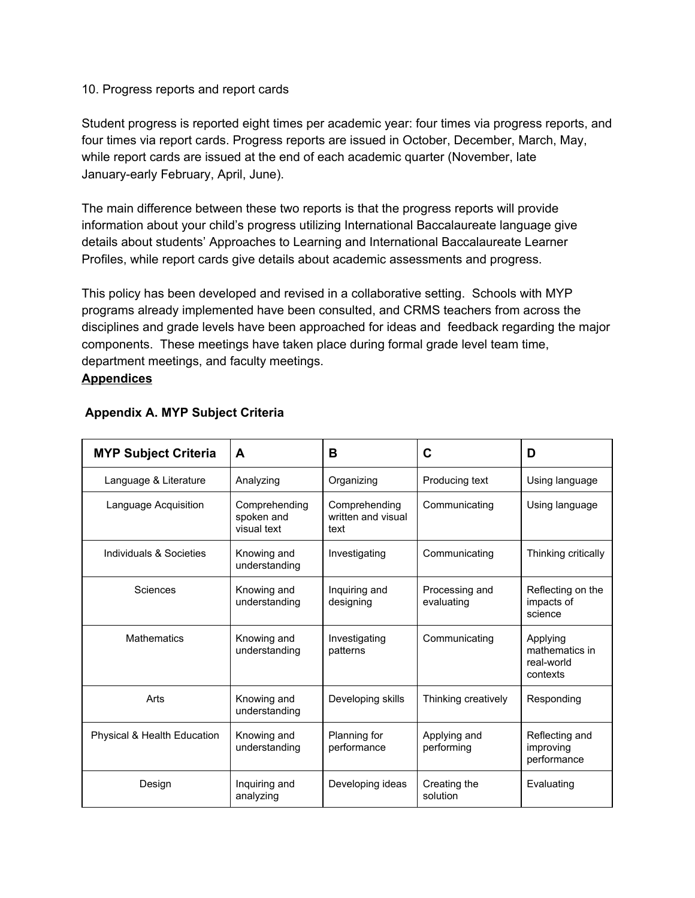10. Progress reports and report cards

Student progress is reported eight times per academic year: four times via progress reports, and four times via report cards. Progress reports are issued in October, December, March, May, while report cards are issued at the end of each academic quarter (November, late January-early February, April, June).

The main difference between these two reports is that the progress reports will provide information about your child's progress utilizing International Baccalaureate language give details about students' Approaches to Learning and International Baccalaureate Learner Profiles, while report cards give details about academic assessments and progress.

This policy has been developed and revised in a collaborative setting. Schools with MYP programs already implemented have been consulted, and CRMS teachers from across the disciplines and grade levels have been approached for ideas and feedback regarding the major components. These meetings have taken place during formal grade level team time, department meetings, and faculty meetings.

**Appendices**

**Appendix A. MYP Subject Criteria**

| MYP Subject Criteria | A | B | C | D |
|---|---|---|---|---|
| Language & Literature | Analyzing | Organizing | Producing text | Using language |
| Language Acquisition | Comprehending spoken and visual text | Comprehending written and visual text | Communicating | Using language |
| Individuals & Societies | Knowing and understanding | Investigating | Communicating | Thinking critically |
| Sciences | Knowing and understanding | Inquiring and designing | Processing and evaluating | Reflecting on the impacts of science |
| Mathematics | Knowing and understanding | Investigating patterns | Communicating | Applying mathematics in real-world contexts |
| Arts | Knowing and understanding | Developing skills | Thinking creatively | Responding |
| Physical & Health Education | Knowing and understanding | Planning for performance | Applying and performing | Reflecting and improving performance |
| Design | Inquiring and analyzing | Developing ideas | Creating the solution | Evaluating |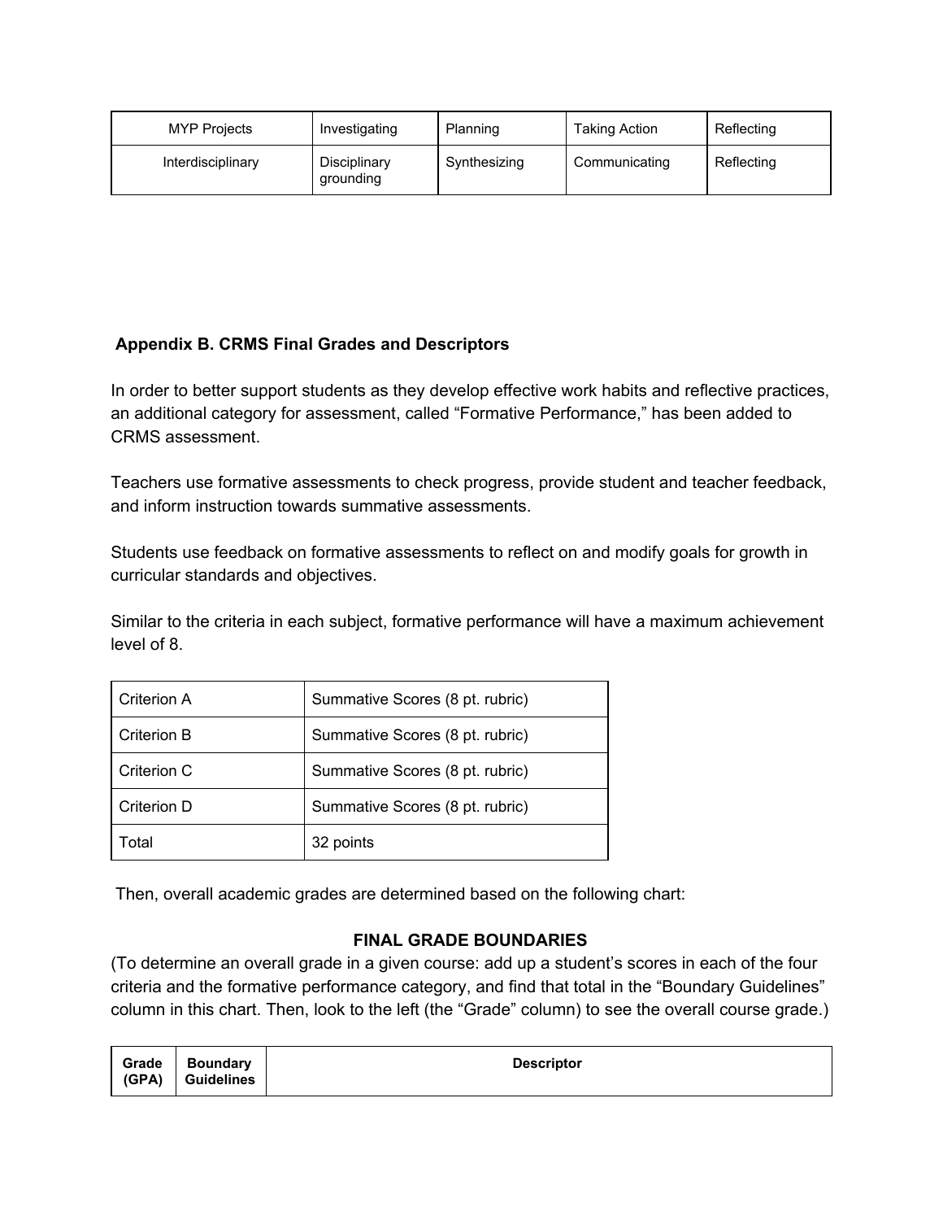| MYP Projects | Investigating | Planning | Taking Action | Reflecting |
|---|---|---|---|---|
| Interdisciplinary | Disciplinary grounding | Synthesizing | Communicating | Reflecting |

**Appendix B. CRMS Final Grades and Descriptors**

In order to better support students as they develop effective work habits and reflective practices, an additional category for assessment, called "Formative Performance," has been added to CRMS assessment.

Teachers use formative assessments to check progress, provide student and teacher feedback, and inform instruction towards summative assessments.

Students use feedback on formative assessments to reflect on and modify goals for growth in curricular standards and objectives.

Similar to the criteria in each subject, formative performance will have a maximum achievement level of 8.

| Criterion A | Summative Scores (8 pt. rubric) |
|---|---|
| Criterion B | Summative Scores (8 pt. rubric) |
| Criterion C | Summative Scores (8 pt. rubric) |
| Criterion D | Summative Scores (8 pt. rubric) |
| Total | 32 points |

Then, overall academic grades are determined based on the following chart:

**FINAL GRADE BOUNDARIES**

(To determine an overall grade in a given course: add up a student's scores in each of the four criteria and the formative performance category, and find that total in the "Boundary Guidelines" column in this chart. Then, look to the left (the "Grade" column) to see the overall course grade.)

| Grade (GPA) | Boundary Guidelines | Descriptor |
|---|---|---|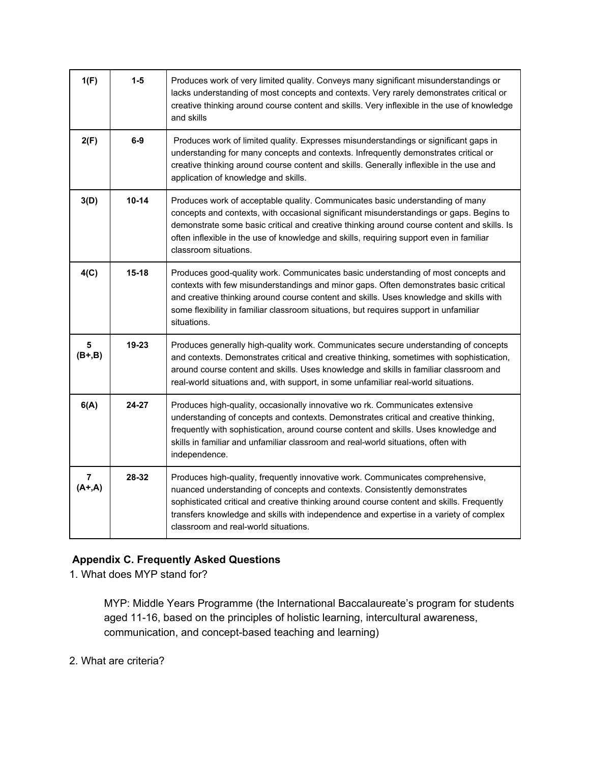| 1(F) | 1-5 | Produces work of very limited quality. Conveys many significant misunderstandings or lacks understanding of most concepts and contexts. Very rarely demonstrates critical or creative thinking around course content and skills. Very inflexible in the use of knowledge and skills |
|---|---|---|
| 2(F) | 6-9 | Produces work of limited quality. Expresses misunderstandings or significant gaps in understanding for many concepts and contexts. Infrequently demonstrates critical or creative thinking around course content and skills. Generally inflexible in the use and application of knowledge and skills. |
| 3(D) | 10-14 | Produces work of acceptable quality. Communicates basic understanding of many concepts and contexts, with occasional significant misunderstandings or gaps. Begins to demonstrate some basic critical and creative thinking around course content and skills. Is often inflexible in the use of knowledge and skills, requiring support even in familiar classroom situations. |
| 4(C) | 15-18 | Produces good-quality work. Communicates basic understanding of most concepts and contexts with few misunderstandings and minor gaps. Often demonstrates basic critical and creative thinking around course content and skills. Uses knowledge and skills with some flexibility in familiar classroom situations, but requires support in unfamiliar situations. |
| 5 (B+,B) | 19-23 | Produces generally high-quality work. Communicates secure understanding of concepts and contexts. Demonstrates critical and creative thinking, sometimes with sophistication, around course content and skills. Uses knowledge and skills in familiar classroom and real-world situations and, with support, in some unfamiliar real-world situations. |
| 6(A) | 24-27 | Produces high-quality, occasionally innovative wo rk. Communicates extensive understanding of concepts and contexts. Demonstrates critical and creative thinking, frequently with sophistication, around course content and skills. Uses knowledge and skills in familiar and unfamiliar classroom and real-world situations, often with independence. |
| 7 (A+,A) | 28-32 | Produces high-quality, frequently innovative work. Communicates comprehensive, nuanced understanding of concepts and contexts. Consistently demonstrates sophisticated critical and creative thinking around course content and skills. Frequently transfers knowledge and skills with independence and expertise in a variety of complex classroom and real-world situations. |

## Appendix C. Frequently Asked Questions

1. What does MYP stand for?

    MYP: Middle Years Programme (the International Baccalaureate's program for students aged 11-16, based on the principles of holistic learning, intercultural awareness, communication, and concept-based teaching and learning)

2. What are criteria?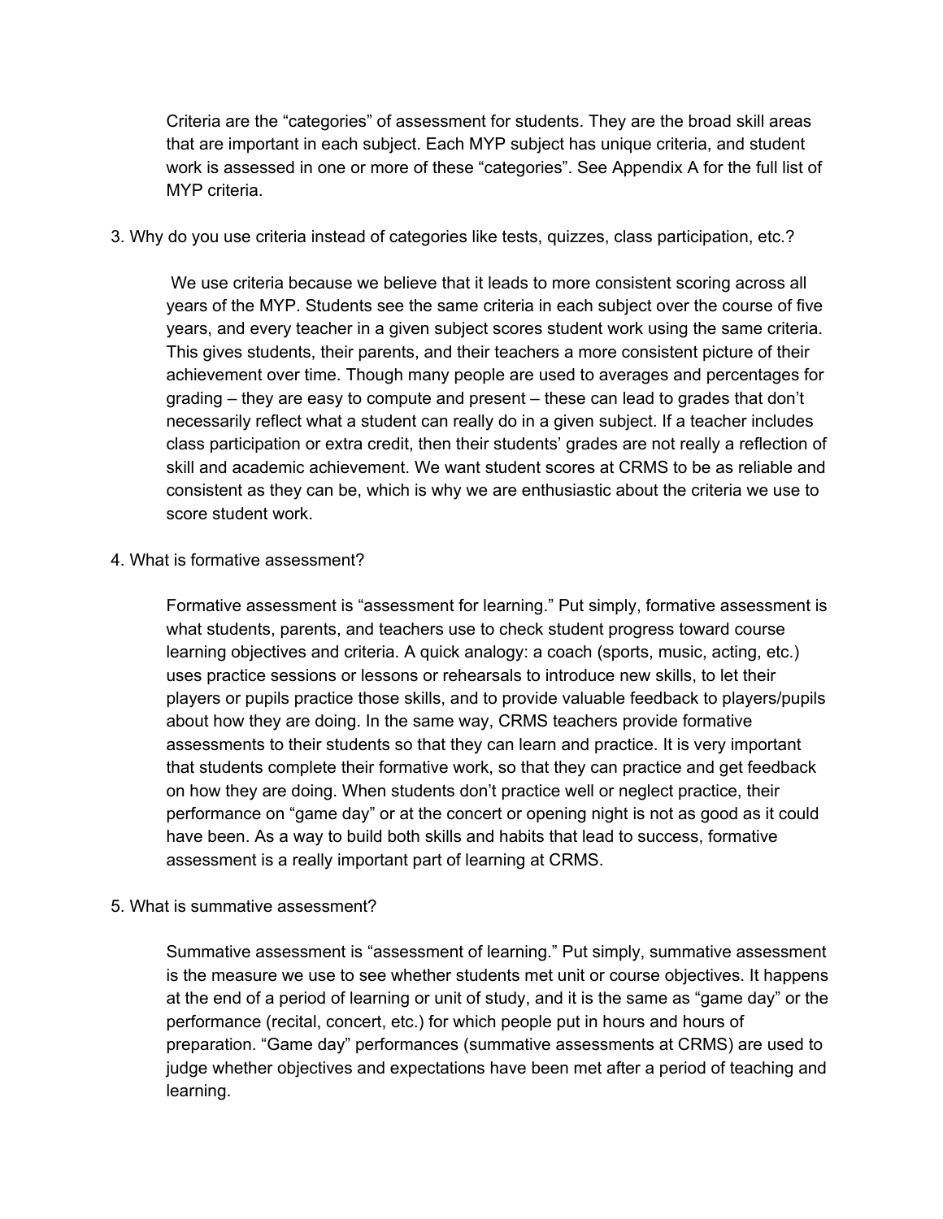Criteria are the “categories” of assessment for students. They are the broad skill areas that are important in each subject. Each MYP subject has unique criteria, and student work is assessed in one or more of these “categories”. See Appendix A for the full list of MYP criteria.

3. Why do you use criteria instead of categories like tests, quizzes, class participation, etc.?

We use criteria because we believe that it leads to more consistent scoring across all years of the MYP. Students see the same criteria in each subject over the course of five years, and every teacher in a given subject scores student work using the same criteria. This gives students, their parents, and their teachers a more consistent picture of their achievement over time. Though many people are used to averages and percentages for grading – they are easy to compute and present – these can lead to grades that don’t necessarily reflect what a student can really do in a given subject. If a teacher includes class participation or extra credit, then their students’ grades are not really a reflection of skill and academic achievement. We want student scores at CRMS to be as reliable and consistent as they can be, which is why we are enthusiastic about the criteria we use to score student work.

4. What is formative assessment?

Formative assessment is “assessment for learning.” Put simply, formative assessment is what students, parents, and teachers use to check student progress toward course learning objectives and criteria. A quick analogy: a coach (sports, music, acting, etc.) uses practice sessions or lessons or rehearsals to introduce new skills, to let their players or pupils practice those skills, and to provide valuable feedback to players/pupils about how they are doing. In the same way, CRMS teachers provide formative assessments to their students so that they can learn and practice. It is very important that students complete their formative work, so that they can practice and get feedback on how they are doing. When students don’t practice well or neglect practice, their performance on “game day” or at the concert or opening night is not as good as it could have been. As a way to build both skills and habits that lead to success, formative assessment is a really important part of learning at CRMS.

5. What is summative assessment?

Summative assessment is “assessment of learning.” Put simply, summative assessment is the measure we use to see whether students met unit or course objectives. It happens at the end of a period of learning or unit of study, and it is the same as “game day” or the performance (recital, concert, etc.) for which people put in hours and hours of preparation. “Game day” performances (summative assessments at CRMS) are used to judge whether objectives and expectations have been met after a period of teaching and learning.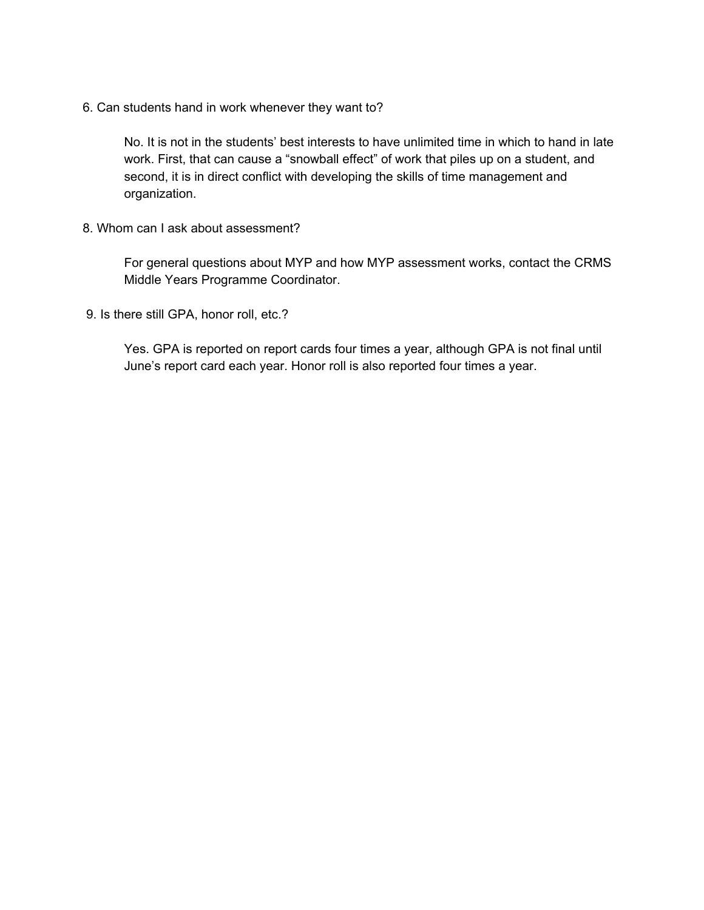6. Can students hand in work whenever they want to?

    No. It is not in the students' best interests to have unlimited time in which to hand in late work. First, that can cause a "snowball effect" of work that piles up on a student, and second, it is in direct conflict with developing the skills of time management and organization.

8. Whom can I ask about assessment?

    For general questions about MYP and how MYP assessment works, contact the CRMS Middle Years Programme Coordinator.

9. Is there still GPA, honor roll, etc.?

    Yes. GPA is reported on report cards four times a year, although GPA is not final until June's report card each year. Honor roll is also reported four times a year.